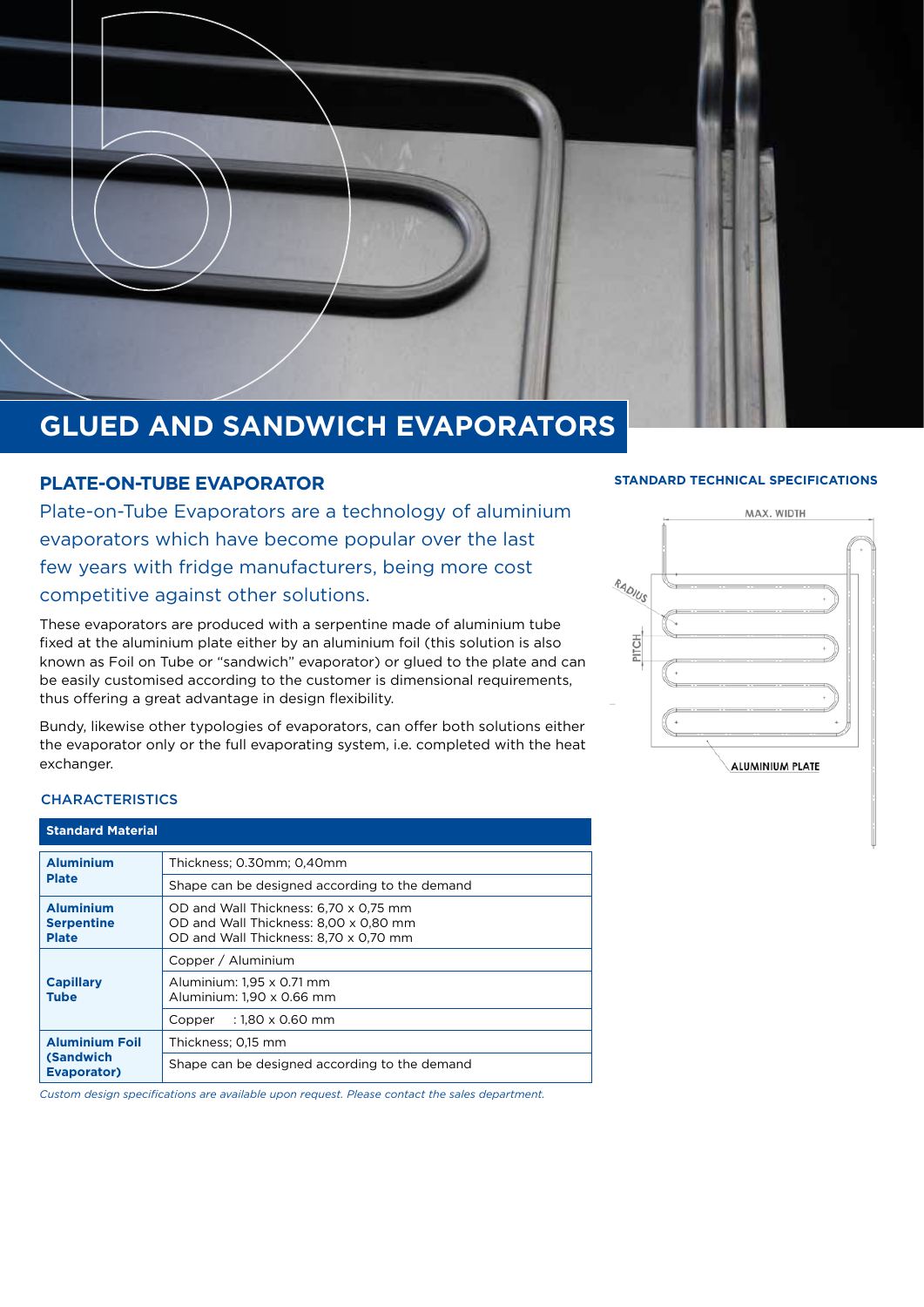# GLUED AND SANDWICH EVAPORATORS

## PLATE-ON-TUBE EVAPORATOR

Plate-on-Tube Evaporators are a technology of aluminium evaporators which have become popular over the last few years with fridge manufacturers, being more cost competitive against other solutions.

These evaporators are produced with a serpentine made of aluminium tube fixed at the aluminium plate either by an aluminium foil (this solution is also known as Foil on Tube or "sandwich" evaporator) or glued to the plate and can be easily customised according to the customer is dimensional requirements, thus offering a great advantage in design flexibility.

Bundy, likewise other typologies of evaporators, can offer both solutions either the evaporator only or the full evaporating system, i.e. completed with the heat exchanger.

### CHARACTERISTICS

| Standard Material | |
|---|---|
| **Aluminium Plate** | Thickness; 0.30mm; 0,40mm |
| | Shape can be designed according to the demand |
| **Aluminium Serpentine Plate** | OD and Wall Thickness: 6,70 x 0,75 mm<br>OD and Wall Thickness: 8,00 x 0,80 mm<br>OD and Wall Thickness: 8,70 x 0,70 mm |
| **Capillary Tube** | Copper / Aluminium |
| | Aluminium: 1,95 x 0.71 mm<br>Aluminium: 1,90 x 0.66 mm |
| | Copper : 1,80 x 0.60 mm |
| **Aluminium Foil (Sandwich Evaporator)** | Thickness; 0,15 mm |
| | Shape can be designed according to the demand |

*Custom design specifications are available upon request. Please contact the sales department.*

### STANDARD TECHNICAL SPECIFICATIONS

MAX. WIDTH

RADIUS

PITCH

ALUMINIUM PLATE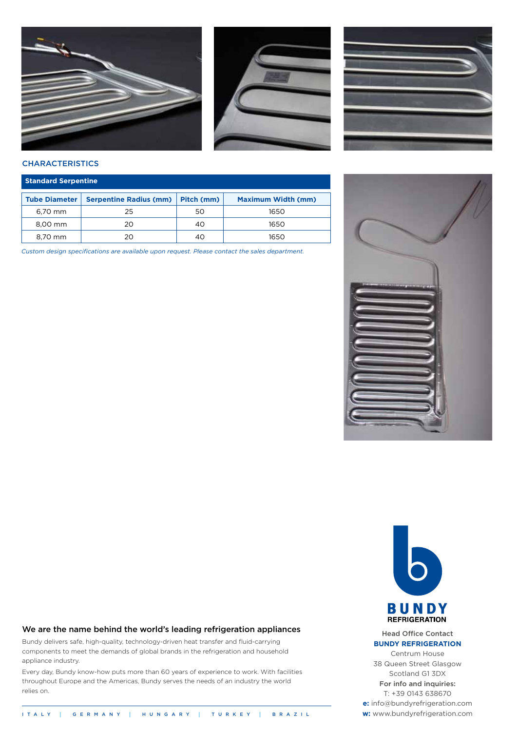## CHARACTERISTICS

**Standard Serpentine**

| Tube Diameter | Serpentine Radius (mm) | Pitch (mm) | Maximum Width (mm) |
|---|---|---|---|
| 6,70 mm | 25 | 50 | 1650 |
| 8,00 mm | 20 | 40 | 1650 |
| 8,70 mm | 20 | 40 | 1650 |

*Custom design specifications are available upon request. Please contact the sales department.*

## We are the name behind the world's leading refrigeration appliances

Bundy delivers safe, high-quality, technology-driven heat transfer and fluid-carrying components to meet the demands of global brands in the refrigeration and household appliance industry.

Every day, Bundy know-how puts more than 60 years of experience to work. With facilities throughout Europe and the Americas, Bundy serves the needs of an industry the world relies on.

ITALY | GERMANY | HUNGARY | TURKEY | BRAZIL

BUNDY REFRIGERATION

Head Office Contact
**BUNDY REFRIGERATION**
Centrum House
38 Queen Street Glasgow
Scotland G1 3DX
**For info and inquiries:**
T: +39 0143 638670
**e:** info@bundyrefrigeration.com
**w:** www.bundyrefrigeration.com